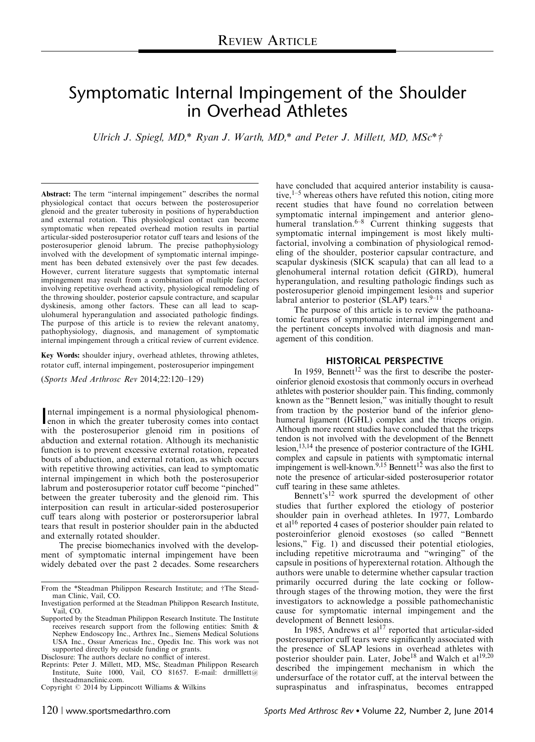REVIEW ARTICLE

# Symptomatic Internal Impingement of the Shoulder in Overhead Athletes

*Ulrich J. Spiegl, MD,\* Ryan J. Warth, MD,\* and Peter J. Millett, MD, MSc\*†*

**Abstract:** The term "internal impingement" describes the normal physiological contact that occurs between the posterosuperior glenoid and the greater tuberosity in positions of hyperabduction and external rotation. This physiological contact can become symptomatic when repeated overhead motion results in partial articular-sided posterosuperior rotator cuff tears and lesions of the posterosuperior glenoid labrum. The precise pathophysiology involved with the development of symptomatic internal impingement has been debated extensively over the past few decades. However, current literature suggests that symptomatic internal impingement may result from a combination of multiple factors involving repetitive overhead activity, physiological remodeling of the throwing shoulder, posterior capsule contracture, and scapular dyskinesis, among other factors. These can all lead to scapulohumeral hyperangulation and associated pathologic findings. The purpose of this article is to review the relevant anatomy, pathophysiology, diagnosis, and management of symptomatic internal impingement through a critical review of current evidence.

**Key Words:** shoulder injury, overhead athletes, throwing athletes, rotator cuff, internal impingement, posterosuperior impingement

(*Sports Med Arthrosc Rev* 2014;22:120–129)

Internal impingement is a normal physiological phenomenon in which the greater tuberosity comes into contact with the posterosuperior glenoid rim in positions of abduction and external rotation. Although its mechanistic function is to prevent excessive external rotation, repeated bouts of abduction, and external rotation, as which occurs with repetitive throwing activities, can lead to symptomatic internal impingement in which both the posterosuperior labrum and posterosuperior rotator cuff become "pinched" between the greater tuberosity and the glenoid rim. This interposition can result in articular-sided posterosuperior cuff tears along with posterior or posterorsuperior labral tears that result in posterior shoulder pain in the abducted and externally rotated shoulder.

The precise biomechanics involved with the development of symptomatic internal impingement have been widely debated over the past 2 decades. Some researchers have concluded that acquired anterior instability is causative,[1–5] whereas others have refuted this notion, citing more recent studies that have found no correlation between symptomatic internal impingement and anterior glenohumeral translation.[6–8] Current thinking suggests that symptomatic internal impingement is most likely multifactorial, involving a combination of physiological remodeling of the shoulder, posterior capsular contracture, and scapular dyskinesis (SICK scapula) that can all lead to a glenohumeral internal rotation deficit (GIRD), humeral hyperangulation, and resulting pathologic findings such as posterosuperior glenoid impingement lesions and superior labral anterior to posterior (SLAP) tears.[9–11]

The purpose of this article is to review the pathoanatomic features of symptomatic internal impingement and the pertinent concepts involved with diagnosis and management of this condition.

## HISTORICAL PERSPECTIVE

In 1959, Bennett[12] was the first to describe the posteroinferior glenoid exostosis that commonly occurs in overhead athletes with posterior shoulder pain. This finding, commonly known as the "Bennett lesion," was initially thought to result from traction by the posterior band of the inferior glenohumeral ligament (IGHL) complex and the triceps origin. Although more recent studies have concluded that the triceps tendon is not involved with the development of the Bennett lesion,[13,14] the presence of posterior contracture of the IGHL complex and capsule in patients with symptomatic internal impingement is well-known.[9,15] Bennett[12] was also the first to note the presence of articular-sided posterosuperior rotator cuff tearing in these same athletes.

Bennett's[12] work spurred the development of other studies that further explored the etiology of posterior shoulder pain in overhead athletes. In 1977, Lombardo et al[16] reported 4 cases of posterior shoulder pain related to posteroinferior glenoid exostoses (so called "Bennett lesions," Fig. 1) and discussed their potential etiologies, including repetitive microtrauma and "wringing" of the capsule in positions of hyperexternal rotation. Although the authors were unable to determine whether capsular traction primarily occurred during the late cocking or follow-through stages of the throwing motion, they were the first investigators to acknowledge a possible pathomechanistic cause for symptomatic internal impingement and the development of Bennett lesions.

In 1985, Andrews et al[17] reported that articular-sided posterosuperior cuff tears were significantly associated with the presence of SLAP lesions in overhead athletes with posterior shoulder pain. Later, Jobe[18] and Walch et al[19,20] described the impingement mechanism in which the undersurface of the rotator cuff, at the interval between the supraspinatus and infraspinatus, becomes entrapped

From the \*Steadman Philippon Research Institute; and †The Steadman Clinic, Vail, CO.

Investigation performed at the Steadman Philippon Research Institute, Vail, CO.

Supported by the Steadman Philippon Research Institute. The Institute receives research support from the following entities: Smith & Nephew Endoscopy Inc., Arthrex Inc., Siemens Medical Solutions USA Inc., Ossur Americas Inc., Opedix Inc. This work was not supported directly by outside funding or grants.

Disclosure: The authors declare no conflict of interest.

Reprints: Peter J. Millett, MD, MSc, Steadman Philippon Research Institute, Suite 1000, Vail, CO 81657. E-mail: drmilllett@thesteadmanclinic.com.

Copyright © 2014 by Lippincott Williams & Wilkins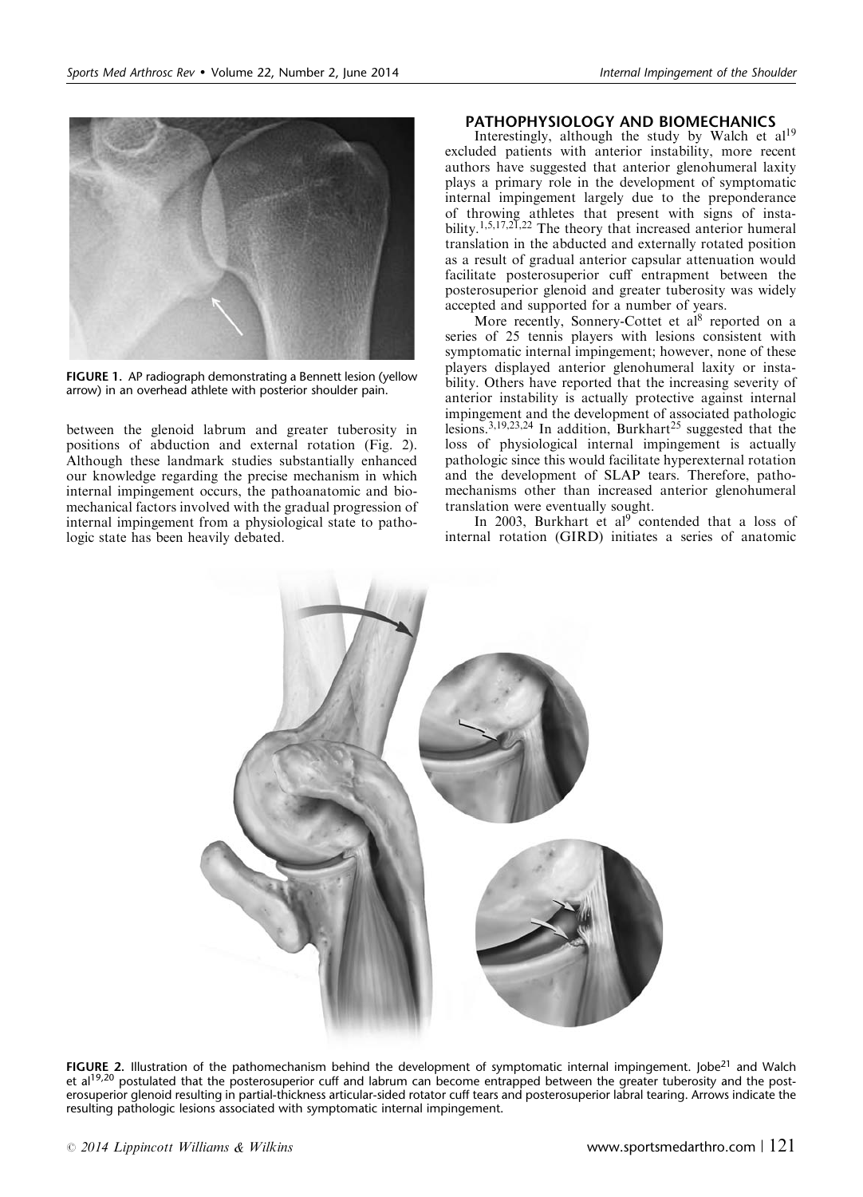FIGURE 1. AP radiograph demonstrating a Bennett lesion (yellow arrow) in an overhead athlete with posterior shoulder pain.

between the glenoid labrum and greater tuberosity in positions of abduction and external rotation (Fig. 2). Although these landmark studies substantially enhanced our knowledge regarding the precise mechanism in which internal impingement occurs, the pathoanatomic and biomechanical factors involved with the gradual progression of internal impingement from a physiological state to pathologic state has been heavily debated.

## PATHOPHYSIOLOGY AND BIOMECHANICS

Interestingly, although the study by Walch et al[19] excluded patients with anterior instability, more recent authors have suggested that anterior glenohumeral laxity plays a primary role in the development of symptomatic internal impingement largely due to the preponderance of throwing athletes that present with signs of instability.[1,5,17,21,22] The theory that increased anterior humeral translation in the abducted and externally rotated position as a result of gradual anterior capsular attenuation would facilitate posterosuperior cuff entrapment between the posterosuperior glenoid and greater tuberosity was widely accepted and supported for a number of years.

More recently, Sonnery-Cottet et al[8] reported on a series of 25 tennis players with lesions consistent with symptomatic internal impingement; however, none of these players displayed anterior glenohumeral laxity or instability. Others have reported that the increasing severity of anterior instability is actually protective against internal impingement and the development of associated pathologic lesions.[3,19,23,24] In addition, Burkhart[25] suggested that the loss of physiological internal impingement is actually pathologic since this would facilitate hyperexternal rotation and the development of SLAP tears. Therefore, pathomechanisms other than increased anterior glenohumeral translation were eventually sought.

In 2003, Burkhart et al[9] contended that a loss of internal rotation (GIRD) initiates a series of anatomic

FIGURE 2. Illustration of the pathomechanism behind the development of symptomatic internal impingement. Jobe[21] and Walch et al[19,20] postulated that the posterosuperior cuff and labrum can become entrapped between the greater tuberosity and the posterosuperior glenoid resulting in partial-thickness articular-sided rotator cuff tears and posterosuperior labral tearing. Arrows indicate the resulting pathologic lesions associated with symptomatic internal impingement.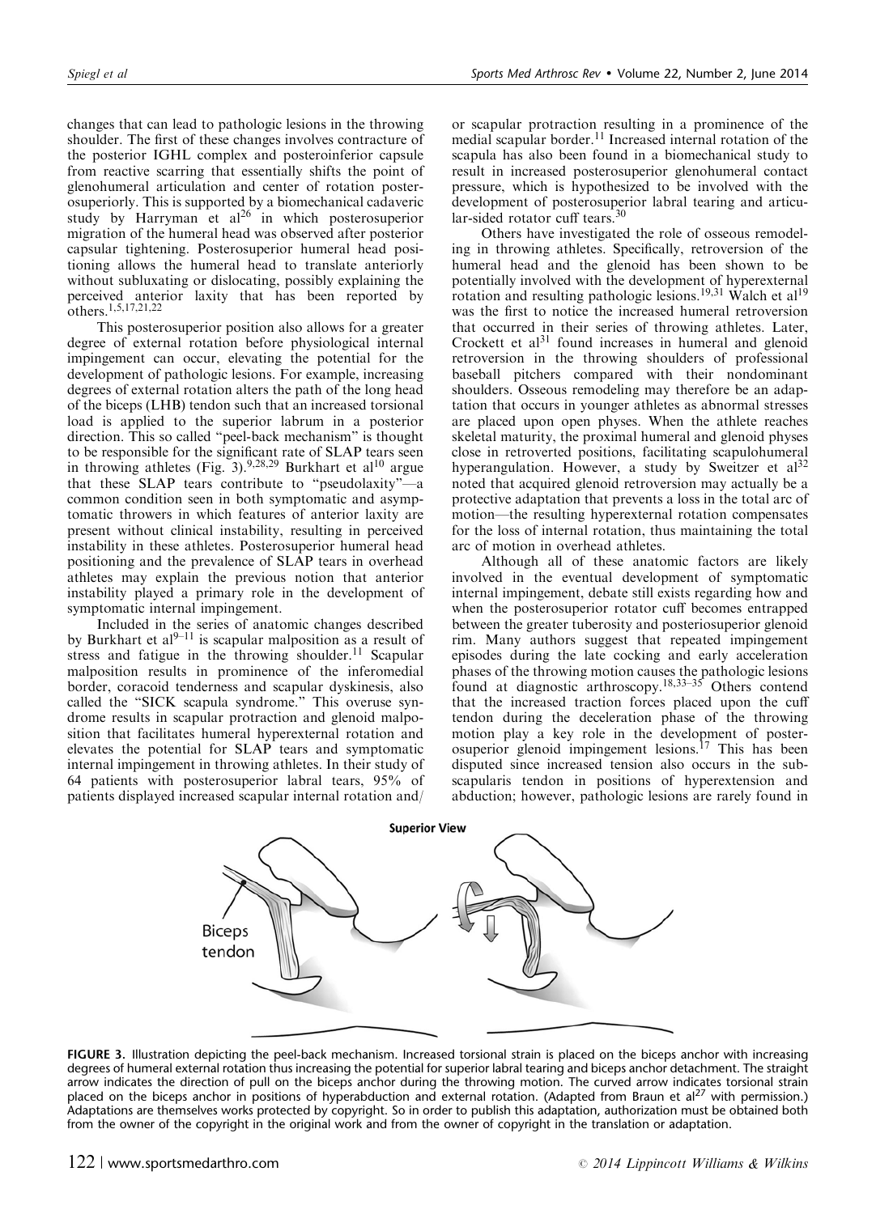changes that can lead to pathologic lesions in the throwing shoulder. The first of these changes involves contracture of the posterior IGHL complex and posteroinferior capsule from reactive scarring that essentially shifts the point of glenohumeral articulation and center of rotation posterosuperiorly. This is supported by a biomechanical cadaveric study by Harryman et al[26] in which posterosuperior migration of the humeral head was observed after posterior capsular tightening. Posterosuperior humeral head positioning allows the humeral head to translate anteriorly without subluxating or dislocating, possibly explaining the perceived anterior laxity that has been reported by others.[1,5,17,21,22]

This posterosuperior position also allows for a greater degree of external rotation before physiological internal impingement can occur, elevating the potential for the development of pathologic lesions. For example, increasing degrees of external rotation alters the path of the long head of the biceps (LHB) tendon such that an increased torsional load is applied to the superior labrum in a posterior direction. This so called "peel-back mechanism" is thought to be responsible for the significant rate of SLAP tears seen in throwing athletes (Fig. 3).[9,28,29] Burkhart et al[10] argue that these SLAP tears contribute to "pseudolaxity"—a common condition seen in both symptomatic and asymptomatic throwers in which features of anterior laxity are present without clinical instability, resulting in perceived instability in these athletes. Posterosuperior humeral head positioning and the prevalence of SLAP tears in overhead athletes may explain the previous notion that anterior instability played a primary role in the development of symptomatic internal impingement.

Included in the series of anatomic changes described by Burkhart et al[9–11] is scapular malposition as a result of stress and fatigue in the throwing shoulder.[11] Scapular malposition results in prominence of the inferomedial border, coracoid tenderness and scapular dyskinesis, also called the "SICK scapula syndrome." This overuse syndrome results in scapular protraction and glenoid malposition that facilitates humeral hyperexternal rotation and elevates the potential for SLAP tears and symptomatic internal impingement in throwing athletes. In their study of 64 patients with posterosuperior labral tears, 95% of patients displayed increased scapular internal rotation and/or scapular protraction resulting in a prominence of the medial scapular border.[11] Increased internal rotation of the scapula has also been found in a biomechanical study to result in increased posterosuperior glenohumeral contact pressure, which is hypothesized to be involved with the development of posterosuperior labral tearing and articular-sided rotator cuff tears.[30]

Others have investigated the role of osseous remodeling in throwing athletes. Specifically, retroversion of the humeral head and the glenoid has been shown to be potentially involved with the development of hyperexternal rotation and resulting pathologic lesions.[19,31] Walch et al[19] was the first to notice the increased humeral retroversion that occurred in their series of throwing athletes. Later, Crockett et al[31] found increases in humeral and glenoid retroversion in the throwing shoulders of professional baseball pitchers compared with their nondominant shoulders. Osseous remodeling may therefore be an adaptation that occurs in younger athletes as abnormal stresses are placed upon open physes. When the athlete reaches skeletal maturity, the proximal humeral and glenoid physes close in retroverted positions, facilitating scapulohumeral hyperangulation. However, a study by Sweitzer et al[32] noted that acquired glenoid retroversion may actually be a protective adaptation that prevents a loss in the total arc of motion—the resulting hyperexternal rotation compensates for the loss of internal rotation, thus maintaining the total arc of motion in overhead athletes.

Although all of these anatomic factors are likely involved in the eventual development of symptomatic internal impingement, debate still exists regarding how and when the posterosuperior rotator cuff becomes entrapped between the greater tuberosity and posteriosuperior glenoid rim. Many authors suggest that repeated impingement episodes during the late cocking and early acceleration phases of the throwing motion causes the pathologic lesions found at diagnostic arthroscopy.[18,33–35] Others contend that the increased traction forces placed upon the cuff tendon during the deceleration phase of the throwing motion play a key role in the development of posterosuperior glenoid impingement lesions.[17] This has been disputed since increased tension also occurs in the subscapularis tendon in positions of hyperextension and abduction; however, pathologic lesions are rarely found in

**FIGURE 3.** Illustration depicting the peel-back mechanism. Increased torsional strain is placed on the biceps anchor with increasing degrees of humeral external rotation thus increasing the potential for superior labral tearing and biceps anchor detachment. The straight arrow indicates the direction of pull on the biceps anchor during the throwing motion. The curved arrow indicates torsional strain placed on the biceps anchor in positions of hyperabduction and external rotation. (Adapted from Braun et al[27] with permission.) Adaptations are themselves works protected by copyright. So in order to publish this adaptation, authorization must be obtained both from the owner of the copyright in the original work and from the owner of copyright in the translation or adaptation.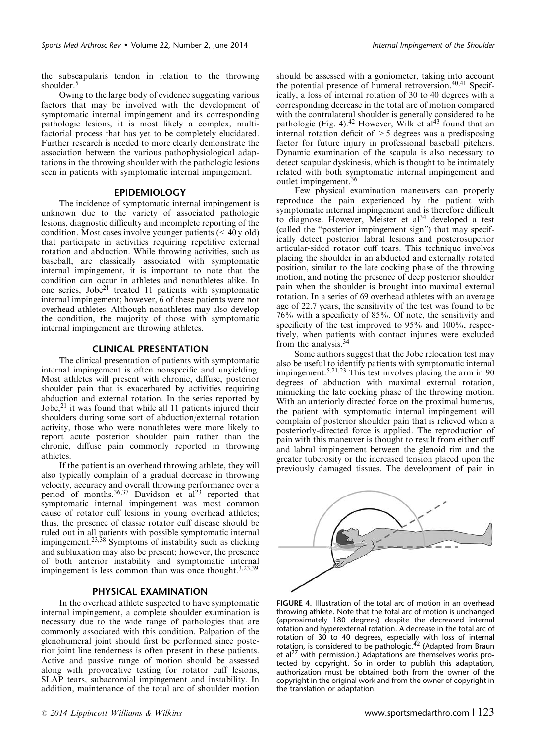the subscapularis tendon in relation to the throwing shoulder.[5]

Owing to the large body of evidence suggesting various factors that may be involved with the development of symptomatic internal impingement and its corresponding pathologic lesions, it is most likely a complex, multifactorial process that has yet to be completely elucidated. Further research is needed to more clearly demonstrate the association between the various pathophysiological adaptations in the throwing shoulder with the pathologic lesions seen in patients with symptomatic internal impingement.

## EPIDEMIOLOGY

The incidence of symptomatic internal impingement is unknown due to the variety of associated pathologic lesions, diagnostic difficulty and incomplete reporting of the condition. Most cases involve younger patients (< 40 y old) that participate in activities requiring repetitive external rotation and abduction. While throwing activities, such as baseball, are classically associated with symptomatic internal impingement, it is important to note that the condition can occur in athletes and nonathletes alike. In one series, Jobe[21] treated 11 patients with symptomatic internal impingement; however, 6 of these patients were not overhead athletes. Although nonathletes may also develop the condition, the majority of those with symptomatic internal impingement are throwing athletes.

## CLINICAL PRESENTATION

The clinical presentation of patients with symptomatic internal impingement is often nonspecific and unyielding. Most athletes will present with chronic, diffuse, posterior shoulder pain that is exacerbated by activities requiring abduction and external rotation. In the series reported by Jobe,[21] it was found that while all 11 patients injured their shoulders during some sort of abduction/external rotation activity, those who were nonathletes were more likely to report acute posterior shoulder pain rather than the chronic, diffuse pain commonly reported in throwing athletes.

If the patient is an overhead throwing athlete, they will also typically complain of a gradual decrease in throwing velocity, accuracy and overall throwing performance over a period of months.[36,37] Davidson et al[23] reported that symptomatic internal impingement was most common cause of rotator cuff lesions in young overhead athletes; thus, the presence of classic rotator cuff disease should be ruled out in all patients with possible symptomatic internal impingement.[23,38] Symptoms of instability such as clicking and subluxation may also be present; however, the presence of both anterior instability and symptomatic internal impingement is less common than was once thought.[3,23,39]

## PHYSICAL EXAMINATION

In the overhead athlete suspected to have symptomatic internal impingement, a complete shoulder examination is necessary due to the wide range of pathologies that are commonly associated with this condition. Palpation of the glenohumeral joint should first be performed since posterior joint line tenderness is often present in these patients. Active and passive range of motion should be assessed along with provocative testing for rotator cuff lesions, SLAP tears, subacromial impingement and instability. In addition, maintenance of the total arc of shoulder motion should be assessed with a goniometer, taking into account the potential presence of humeral retroversion.[40,41] Specifically, a loss of internal rotation of 30 to 40 degrees with a corresponding decrease in the total arc of motion compared with the contralateral shoulder is generally considered to be pathologic (Fig. 4).[42] However, Wilk et al[43] found that an internal rotation deficit of > 5 degrees was a predisposing factor for future injury in professional baseball pitchers. Dynamic examination of the scapula is also necessary to detect scapular dyskinesis, which is thought to be intimately related with both symptomatic internal impingement and outlet impingement.[36]

Few physical examination maneuvers can properly reproduce the pain experienced by the patient with symptomatic internal impingement and is therefore difficult to diagnose. However, Meister et al[34] developed a test (called the "posterior impingement sign") that may specifically detect posterior labral lesions and posterosuperior articular-sided rotator cuff tears. This technique involves placing the shoulder in an abducted and externally rotated position, similar to the late cocking phase of the throwing motion, and noting the presence of deep posterior shoulder pain when the shoulder is brought into maximal external rotation. In a series of 69 overhead athletes with an average age of 22.7 years, the sensitivity of the test was found to be 76% with a specificity of 85%. Of note, the sensitivity and specificity of the test improved to 95% and 100%, respectively, when patients with contact injuries were excluded from the analysis.[34]

Some authors suggest that the Jobe relocation test may also be useful to identify patients with symptomatic internal impingement.[5,21,23] This test involves placing the arm in 90 degrees of abduction with maximal external rotation, mimicking the late cocking phase of the throwing motion. With an anteriorly directed force on the proximal humerus, the patient with symptomatic internal impingement will complain of posterior shoulder pain that is relieved when a posteriorly-directed force is applied. The reproduction of pain with this maneuver is thought to result from either cuff and labral impingement between the glenoid rim and the greater tuberosity or the increased tension placed upon the previously damaged tissues. The development of pain in

**FIGURE 4.** Illustration of the total arc of motion in an overhead throwing athlete. Note that the total arc of motion is unchanged (approximately 180 degrees) despite the decreased internal rotation and hyperexternal rotation. A decrease in the total arc of rotation of 30 to 40 degrees, especially with loss of internal rotation, is considered to be pathologic.[42] (Adapted from Braun et al[27] with permission.) Adaptations are themselves works protected by copyright. So in order to publish this adaptation, authorization must be obtained both from the owner of the copyright in the original work and from the owner of copyright in the translation or adaptation.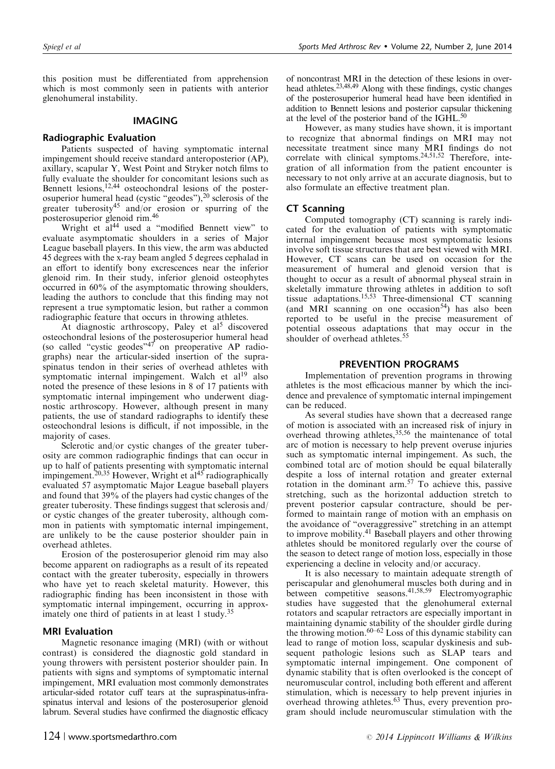this position must be differentiated from apprehension which is most commonly seen in patients with anterior glenohumeral instability.

## IMAGING

### Radiographic Evaluation

Patients suspected of having symptomatic internal impingement should receive standard anteroposterior (AP), axillary, scapular Y, West Point and Stryker notch films to fully evaluate the shoulder for concomitant lesions such as Bennett lesions,[12,44] osteochondral lesions of the posterosuperior humeral head (cystic "geodes"),[20] sclerosis of the greater tuberosity[45] and/or erosion or spurring of the posterosuperior glenoid rim.[46]

Wright et al[44] used a "modified Bennett view" to evaluate asymptomatic shoulders in a series of Major League baseball players. In this view, the arm was abducted 45 degrees with the x-ray beam angled 5 degrees cephalad in an effort to identify bony excrescences near the inferior glenoid rim. In their study, inferior glenoid osteophytes occurred in 60% of the asymptomatic throwing shoulders, leading the authors to conclude that this finding may not represent a true symptomatic lesion, but rather a common radiographic feature that occurs in throwing athletes.

At diagnostic arthroscopy, Paley et al[5] discovered osteochondral lesions of the posterosuperior humeral head (so called "cystic geodes"[47] on preoperative AP radiographs) near the articular-sided insertion of the supraspinatus tendon in their series of overhead athletes with symptomatic internal impingement. Walch et al[19] also noted the presence of these lesions in 8 of 17 patients with symptomatic internal impingement who underwent diagnostic arthroscopy. However, although present in many patients, the use of standard radiographs to identify these osteochondral lesions is difficult, if not impossible, in the majority of cases.

Sclerotic and/or cystic changes of the greater tuberosity are common radiographic findings that can occur in up to half of patients presenting with symptomatic internal impingement.[20,35] However, Wright et al[45] radiographically evaluated 57 asymptomatic Major League baseball players and found that 39% of the players had cystic changes of the greater tuberosity. These findings suggest that sclerosis and/or cystic changes of the greater tuberosity, although common in patients with symptomatic internal impingement, are unlikely to be the cause posterior shoulder pain in overhead athletes.

Erosion of the posterosuperior glenoid rim may also become apparent on radiographs as a result of its repeated contact with the greater tuberosity, especially in throwers who have yet to reach skeletal maturity. However, this radiographic finding has been inconsistent in those with symptomatic internal impingement, occurring in approximately one third of patients in at least 1 study.[35]

### MRI Evaluation

Magnetic resonance imaging (MRI) (with or without contrast) is considered the diagnostic gold standard in young throwers with persistent posterior shoulder pain. In patients with signs and symptoms of symptomatic internal impingement, MRI evaluation most commonly demonstrates articular-sided rotator cuff tears at the supraspinatus-infraspinatus interval and lesions of the posterosuperior glenoid labrum. Several studies have confirmed the diagnostic efficacy of noncontrast MRI in the detection of these lesions in overhead athletes.[23,48,49] Along with these findings, cystic changes of the posterosuperior humeral head have been identified in addition to Bennett lesions and posterior capsular thickening at the level of the posterior band of the IGHL.[50]

However, as many studies have shown, it is important to recognize that abnormal findings on MRI may not necessitate treatment since many MRI findings do not correlate with clinical symptoms.[24,51,52] Therefore, integration of all information from the patient encounter is necessary to not only arrive at an accurate diagnosis, but to also formulate an effective treatment plan.

### CT Scanning

Computed tomography (CT) scanning is rarely indicated for the evaluation of patients with symptomatic internal impingement because most symptomatic lesions involve soft tissue structures that are best viewed with MRI. However, CT scans can be used on occasion for the measurement of humeral and glenoid version that is thought to occur as a result of abnormal physeal strain in skeletally immature throwing athletes in addition to soft tissue adaptations.[15,53] Three-dimensional CT scanning (and MRI scanning on one occasion[54]) has also been reported to be useful in the precise measurement of potential osseous adaptations that may occur in the shoulder of overhead athletes.[55]

## PREVENTION PROGRAMS

Implementation of prevention programs in throwing athletes is the most efficacious manner by which the incidence and prevalence of symptomatic internal impingement can be reduced.

As several studies have shown that a decreased range of motion is associated with an increased risk of injury in overhead throwing athletes,[35,56] the maintenance of total arc of motion is necessary to help prevent overuse injuries such as symptomatic internal impingement. As such, the combined total arc of motion should be equal bilaterally despite a loss of internal rotation and greater external rotation in the dominant arm.[57] To achieve this, passive stretching, such as the horizontal adduction stretch to prevent posterior capsular contracture, should be performed to maintain range of motion with an emphasis on the avoidance of "overaggressive" stretching in an attempt to improve mobility.[41] Baseball players and other throwing athletes should be monitored regularly over the course of the season to detect range of motion loss, especially in those experiencing a decline in velocity and/or accuracy.

It is also necessary to maintain adequate strength of periscapular and glenohumeral muscles both during and in between competitive seasons.[41,58,59] Electromyographic studies have suggested that the glenohumeral external rotators and scapular retractors are especially important in maintaining dynamic stability of the shoulder girdle during the throwing motion.[60–62] Loss of this dynamic stability can lead to range of motion loss, scapular dyskinesis and subsequent pathologic lesions such as SLAP tears and symptomatic internal impingement. One component of dynamic stability that is often overlooked is the concept of neuromuscular control, including both efferent and afferent stimulation, which is necessary to help prevent injuries in overhead throwing athletes.[63] Thus, every prevention program should include neuromuscular stimulation with the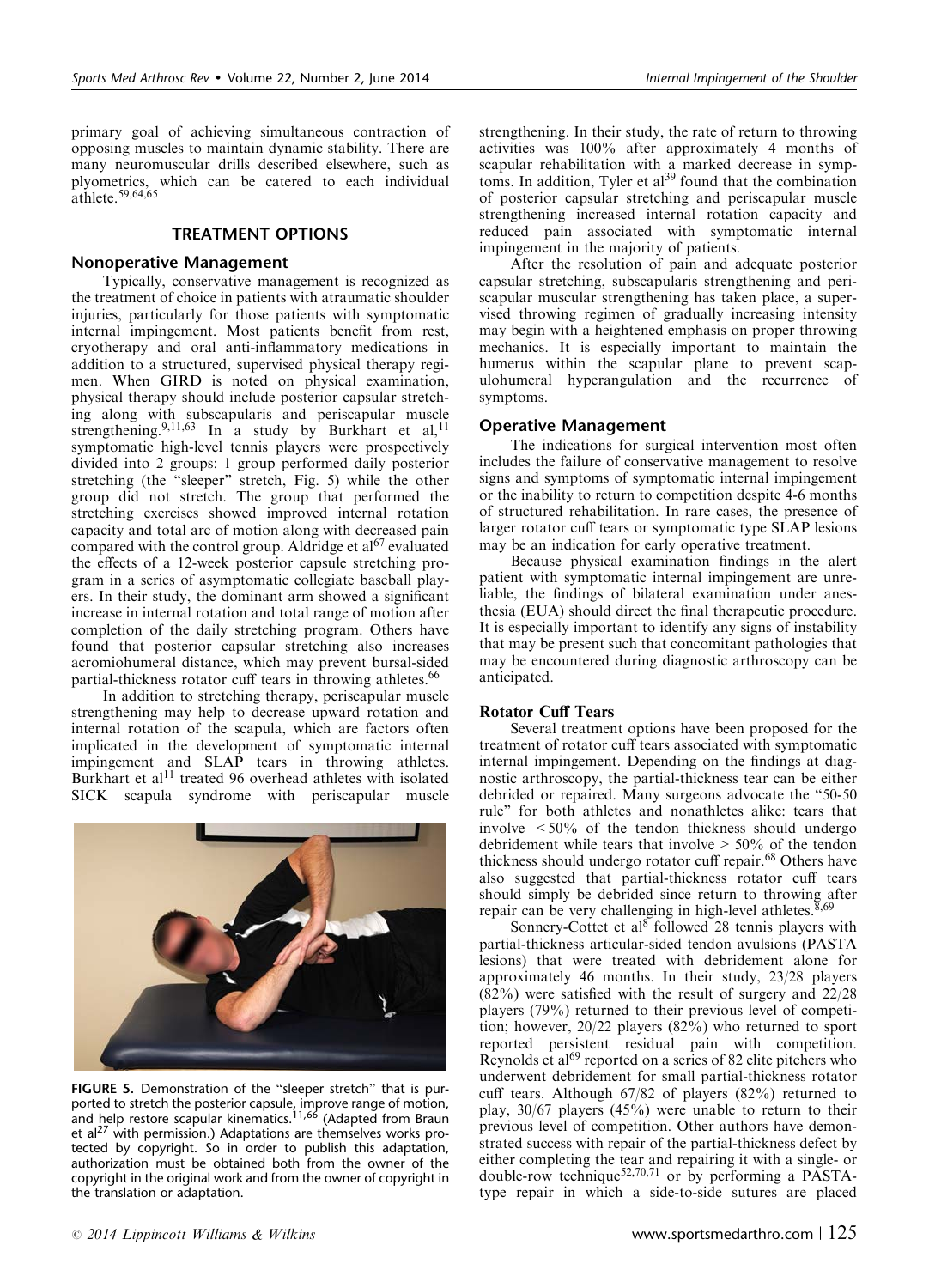primary goal of achieving simultaneous contraction of opposing muscles to maintain dynamic stability. There are many neuromuscular drills described elsewhere, such as plyometrics, which can be catered to each individual athlete.[59,64,65]

## TREATMENT OPTIONS

### Nonoperative Management

Typically, conservative management is recognized as the treatment of choice in patients with atraumatic shoulder injuries, particularly for those patients with symptomatic internal impingement. Most patients benefit from rest, cryotherapy and oral anti-inflammatory medications in addition to a structured, supervised physical therapy regimen. When GIRD is noted on physical examination, physical therapy should include posterior capsular stretching along with subscapularis and periscapular muscle strengthening.[9,11,63] In a study by Burkhart et al,[11] symptomatic high-level tennis players were prospectively divided into 2 groups: 1 group performed daily posterior stretching (the "sleeper" stretch, Fig. 5) while the other group did not stretch. The group that performed the stretching exercises showed improved internal rotation capacity and total arc of motion along with decreased pain compared with the control group. Aldridge et al[67] evaluated the effects of a 12-week posterior capsule stretching program in a series of asymptomatic collegiate baseball players. In their study, the dominant arm showed a significant increase in internal rotation and total range of motion after completion of the daily stretching program. Others have found that posterior capsular stretching also increases acromiohumeral distance, which may prevent bursal-sided partial-thickness rotator cuff tears in throwing athletes.[66]

In addition to stretching therapy, periscapular muscle strengthening may help to decrease upward rotation and internal rotation of the scapula, which are factors often implicated in the development of symptomatic internal impingement and SLAP tears in throwing athletes. Burkhart et al[11] treated 96 overhead athletes with isolated SICK scapula syndrome with periscapular muscle strengthening. In their study, the rate of return to throwing activities was 100% after approximately 4 months of scapular rehabilitation with a marked decrease in symptoms. In addition, Tyler et al[39] found that the combination of posterior capsular stretching and periscapular muscle strengthening increased internal rotation capacity and reduced pain associated with symptomatic internal impingement in the majority of patients.

FIGURE 5. Demonstration of the "sleeper stretch" that is purported to stretch the posterior capsule, improve range of motion, and help restore scapular kinematics.[11,66] (Adapted from Braun et al[27] with permission.) Adaptations are themselves works protected by copyright. So in order to publish this adaptation, authorization must be obtained both from the owner of the copyright in the original work and from the owner of copyright in the translation or adaptation.

After the resolution of pain and adequate posterior capsular stretching, subscapularis strengthening and periscapular muscular strengthening has taken place, a supervised throwing regimen of gradually increasing intensity may begin with a heightened emphasis on proper throwing mechanics. It is especially important to maintain the humerus within the scapular plane to prevent scapulohumeral hyperangulation and the recurrence of symptoms.

### Operative Management

The indications for surgical intervention most often includes the failure of conservative management to resolve signs and symptoms of symptomatic internal impingement or the inability to return to competition despite 4-6 months of structured rehabilitation. In rare cases, the presence of larger rotator cuff tears or symptomatic type SLAP lesions may be an indication for early operative treatment.

Because physical examination findings in the alert patient with symptomatic internal impingement are unreliable, the findings of bilateral examination under anesthesia (EUA) should direct the final therapeutic procedure. It is especially important to identify any signs of instability that may be present such that concomitant pathologies that may be encountered during diagnostic arthroscopy can be anticipated.

#### Rotator Cuff Tears

Several treatment options have been proposed for the treatment of rotator cuff tears associated with symptomatic internal impingement. Depending on the findings at diagnostic arthroscopy, the partial-thickness tear can be either debrided or repaired. Many surgeons advocate the "50-50 rule" for both athletes and nonathletes alike: tears that involve < 50% of the tendon thickness should undergo debridement while tears that involve > 50% of the tendon thickness should undergo rotator cuff repair.[68] Others have also suggested that partial-thickness rotator cuff tears should simply be debrided since return to throwing after repair can be very challenging in high-level athletes.[8,69]

Sonnery-Cottet et al[8] followed 28 tennis players with partial-thickness articular-sided tendon avulsions (PASTA lesions) that were treated with debridement alone for approximately 46 months. In their study, 23/28 players (82%) were satisfied with the result of surgery and 22/28 players (79%) returned to their previous level of competition; however, 20/22 players (82%) who returned to sport reported persistent residual pain with competition. Reynolds et al[69] reported on a series of 82 elite pitchers who underwent debridement for small partial-thickness rotator cuff tears. Although 67/82 of players (82%) returned to play, 30/67 players (45%) were unable to return to their previous level of competition. Other authors have demonstrated success with repair of the partial-thickness defect by either completing the tear and repairing it with a single- or double-row technique[52,70,71] or by performing a PASTA-type repair in which a side-to-side sutures are placed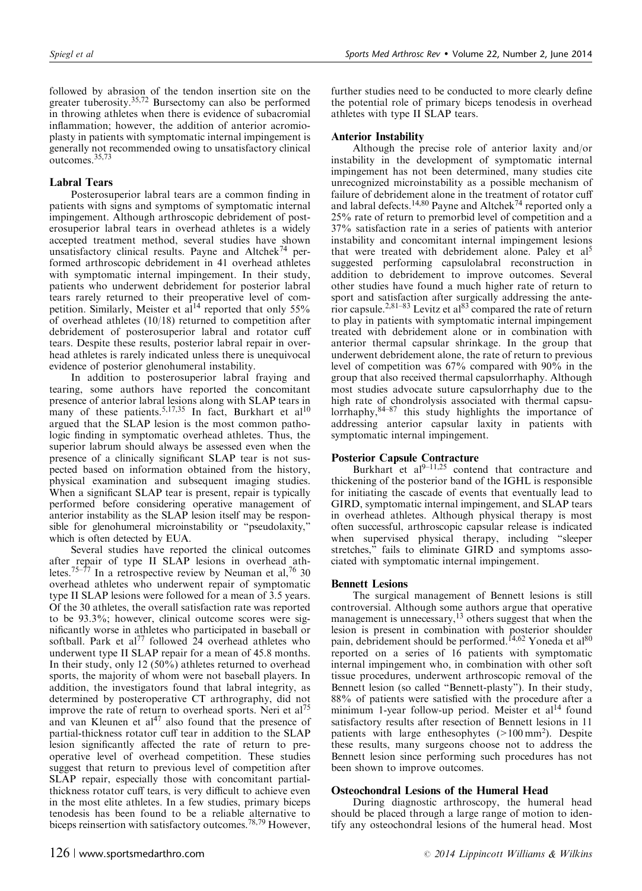followed by abrasion of the tendon insertion site on the greater tuberosity.[35,72] Bursectomy can also be performed in throwing athletes when there is evidence of subacromial inflammation; however, the addition of anterior acromioplasty in patients with symptomatic internal impingement is generally not recommended owing to unsatisfactory clinical outcomes.[35,73]

### Labral Tears

Posterosuperior labral tears are a common finding in patients with signs and symptoms of symptomatic internal impingement. Although arthroscopic debridement of posterosuperior labral tears in overhead athletes is a widely accepted treatment method, several studies have shown unsatisfactory clinical results. Payne and Altchek[74] performed arthroscopic debridement in 41 overhead athletes with symptomatic internal impingement. In their study, patients who underwent debridement for posterior labral tears rarely returned to their preoperative level of competition. Similarly, Meister et al[14] reported that only 55% of overhead athletes (10/18) returned to competition after debridement of posterosuperior labral and rotator cuff tears. Despite these results, posterior labral repair in overhead athletes is rarely indicated unless there is unequivocal evidence of posterior glenohumeral instability.

In addition to posterosuperior labral fraying and tearing, some authors have reported the concomitant presence of anterior labral lesions along with SLAP tears in many of these patients.[5,17,35] In fact, Burkhart et al[10] argued that the SLAP lesion is the most common pathologic finding in symptomatic overhead athletes. Thus, the superior labrum should always be assessed even when the presence of a clinically significant SLAP tear is not suspected based on information obtained from the history, physical examination and subsequent imaging studies. When a significant SLAP tear is present, repair is typically performed before considering operative management of anterior instability as the SLAP lesion itself may be responsible for glenohumeral microinstability or "pseudolaxity," which is often detected by EUA.

Several studies have reported the clinical outcomes after repair of type II SLAP lesions in overhead athletes.[75–77] In a retrospective review by Neuman et al,[76] 30 overhead athletes who underwent repair of symptomatic type II SLAP lesions were followed for a mean of 3.5 years. Of the 30 athletes, the overall satisfaction rate was reported to be 93.3%; however, clinical outcome scores were significantly worse in athletes who participated in baseball or softball. Park et al[77] followed 24 overhead athletes who underwent type II SLAP repair for a mean of 45.8 months. In their study, only 12 (50%) athletes returned to overhead sports, the majority of whom were not baseball players. In addition, the investigators found that labral integrity, as determined by posteroperative CT arthrography, did not improve the rate of return to overhead sports. Neri et al[75] and van Kleunen et al[47] also found that the presence of partial-thickness rotator cuff tear in addition to the SLAP lesion significantly affected the rate of return to preoperative level of overhead competition. These studies suggest that return to previous level of competition after SLAP repair, especially those with concomitant partial-thickness rotator cuff tears, is very difficult to achieve even in the most elite athletes. In a few studies, primary biceps tenodesis has been found to be a reliable alternative to biceps reinsertion with satisfactory outcomes.[78,79] However, further studies need to be conducted to more clearly define the potential role of primary biceps tenodesis in overhead athletes with type II SLAP tears.

### Anterior Instability

Although the precise role of anterior laxity and/or instability in the development of symptomatic internal impingement has not been determined, many studies cite unrecognized microinstability as a possible mechanism of failure of debridement alone in the treatment of rotator cuff and labral defects.[14,80] Payne and Altchek[74] reported only a 25% rate of return to premorbid level of competition and a 37% satisfaction rate in a series of patients with anterior instability and concomitant internal impingement lesions that were treated with debridement alone. Paley et al[5] suggested performing capsulolabral reconstruction in addition to debridement to improve outcomes. Several other studies have found a much higher rate of return to sport and satisfaction after surgically addressing the anterior capsule.[2,81–83] Levitz et al[83] compared the rate of return to play in patients with symptomatic internal impingement treated with debridement alone or in combination with anterior thermal capsular shrinkage. In the group that underwent debridement alone, the rate of return to previous level of competition was 67% compared with 90% in the group that also received thermal capsulorrhaphy. Although most studies advocate suture capsulorrhaphy due to the high rate of chondrolysis associated with thermal capsulorrhaphy,[84–87] this study highlights the importance of addressing anterior capsular laxity in patients with symptomatic internal impingement.

### Posterior Capsule Contracture

Burkhart et al[9–11,25] contend that contracture and thickening of the posterior band of the IGHL is responsible for initiating the cascade of events that eventually lead to GIRD, symptomatic internal impingement, and SLAP tears in overhead athletes. Although physical therapy is most often successful, arthroscopic capsular release is indicated when supervised physical therapy, including "sleeper stretches," fails to eliminate GIRD and symptoms associated with symptomatic internal impingement.

### Bennett Lesions

The surgical management of Bennett lesions is still controversial. Although some authors argue that operative management is unnecessary,[13] others suggest that when the lesion is present in combination with posterior shoulder pain, debridement should be performed.[14,62] Yoneda et al[80] reported on a series of 16 patients with symptomatic internal impingement who, in combination with other soft tissue procedures, underwent arthroscopic removal of the Bennett lesion (so called "Bennett-plasty"). In their study, 88% of patients were satisfied with the procedure after a minimum 1-year follow-up period. Meister et al[14] found satisfactory results after resection of Bennett lesions in 11 patients with large enthesophytes (>100 mm$^2$). Despite these results, many surgeons choose not to address the Bennett lesion since performing such procedures has not been shown to improve outcomes.

### Osteochondral Lesions of the Humeral Head

During diagnostic arthroscopy, the humeral head should be placed through a large range of motion to identify any osteochondral lesions of the humeral head. Most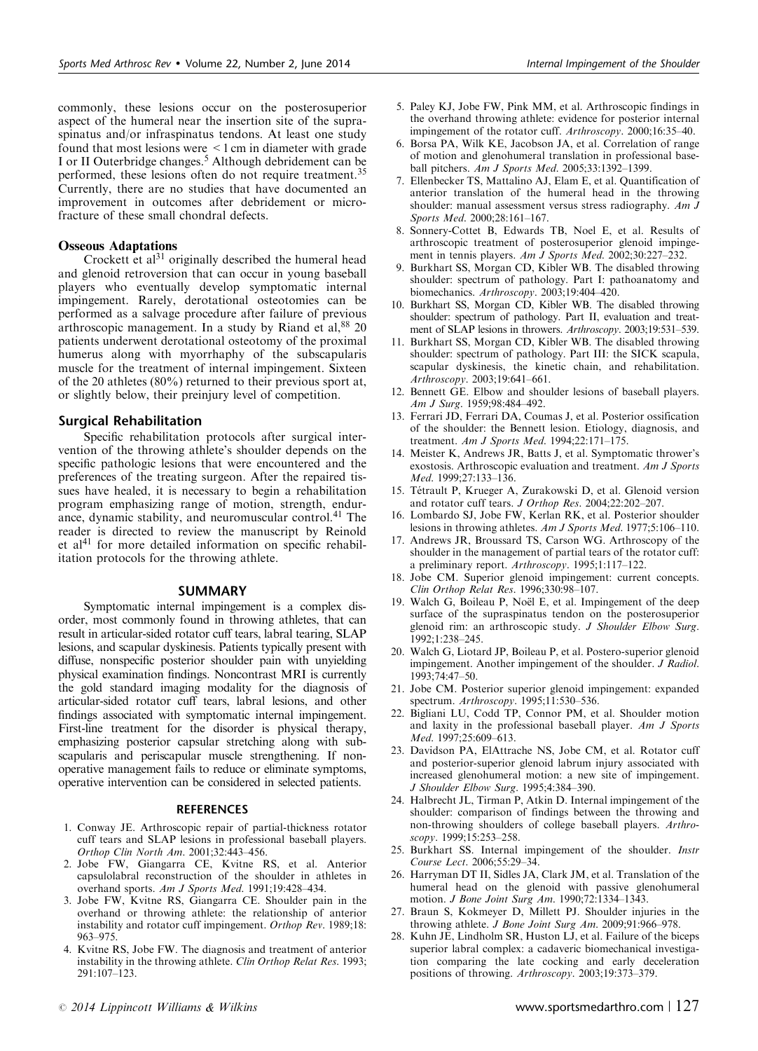commonly, these lesions occur on the posterosuperior aspect of the humeral near the insertion site of the supraspinatus and/or infraspinatus tendons. At least one study found that most lesions were < 1 cm in diameter with grade I or II Outerbridge changes.[5] Although debridement can be performed, these lesions often do not require treatment.[35] Currently, there are no studies that have documented an improvement in outcomes after debridement or microfracture of these small chondral defects.

**Osseous Adaptations**

Crockett et al[31] originally described the humeral head and glenoid retroversion that can occur in young baseball players who eventually develop symptomatic internal impingement. Rarely, derotational osteotomies can be performed as a salvage procedure after failure of previous arthroscopic management. In a study by Riand et al,[88] 20 patients underwent derotational osteotomy of the proximal humerus along with myorrhaphy of the subscapularis muscle for the treatment of internal impingement. Sixteen of the 20 athletes (80%) returned to their previous sport at, or slightly below, their preinjury level of competition.

## Surgical Rehabilitation

Specific rehabilitation protocols after surgical intervention of the throwing athlete's shoulder depends on the specific pathologic lesions that were encountered and the preferences of the treating surgeon. After the repaired tissues have healed, it is necessary to begin a rehabilitation program emphasizing range of motion, strength, endurance, dynamic stability, and neuromuscular control.[41] The reader is directed to review the manuscript by Reinold et al[41] for more detailed information on specific rehabilitation protocols for the throwing athlete.

## SUMMARY

Symptomatic internal impingement is a complex disorder, most commonly found in throwing athletes, that can result in articular-sided rotator cuff tears, labral tearing, SLAP lesions, and scapular dyskinesis. Patients typically present with diffuse, nonspecific posterior shoulder pain with unyielding physical examination findings. Noncontrast MRI is currently the gold standard imaging modality for the diagnosis of articular-sided rotator cuff tears, labral lesions, and other findings associated with symptomatic internal impingement. First-line treatment for the disorder is physical therapy, emphasizing posterior capsular stretching along with subscapularis and periscapular muscle strengthening. If nonoperative management fails to reduce or eliminate symptoms, operative intervention can be considered in selected patients.

## REFERENCES

1. Conway JE. Arthroscopic repair of partial-thickness rotator cuff tears and SLAP lesions in professional baseball players. *Orthop Clin North Am*. 2001;32:443–456.
2. Jobe FW, Giangarra CE, Kvitne RS, et al. Anterior capsulolabral reconstruction of the shoulder in athletes in overhand sports. *Am J Sports Med*. 1991;19:428–434.
3. Jobe FW, Kvitne RS, Giangarra CE. Shoulder pain in the overhand or throwing athlete: the relationship of anterior instability and rotator cuff impingement. *Orthop Rev*. 1989;18:963–975.
4. Kvitne RS, Jobe FW. The diagnosis and treatment of anterior instability in the throwing athlete. *Clin Orthop Relat Res*. 1993;291:107–123.
5. Paley KJ, Jobe FW, Pink MM, et al. Arthroscopic findings in the overhand throwing athlete: evidence for posterior internal impingement of the rotator cuff. *Arthroscopy*. 2000;16:35–40.
6. Borsa PA, Wilk KE, Jacobson JA, et al. Correlation of range of motion and glenohumeral translation in professional baseball pitchers. *Am J Sports Med*. 2005;33:1392–1399.
7. Ellenbecker TS, Mattalino AJ, Elam E, et al. Quantification of anterior translation of the humeral head in the throwing shoulder: manual assessment versus stress radiography. *Am J Sports Med*. 2000;28:161–167.
8. Sonnery-Cottet B, Edwards TB, Noel E, et al. Results of arthroscopic treatment of posterosuperior glenoid impingement in tennis players. *Am J Sports Med*. 2002;30:227–232.
9. Burkhart SS, Morgan CD, Kibler WB. The disabled throwing shoulder: spectrum of pathology. Part I: pathoanatomy and biomechanics. *Arthroscopy*. 2003;19:404–420.
10. Burkhart SS, Morgan CD, Kibler WB. The disabled throwing shoulder: spectrum of pathology. Part II, evaluation and treatment of SLAP lesions in throwers. *Arthroscopy*. 2003;19:531–539.
11. Burkhart SS, Morgan CD, Kibler WB. The disabled throwing shoulder: spectrum of pathology. Part III: the SICK scapula, scapular dyskinesis, the kinetic chain, and rehabilitation. *Arthroscopy*. 2003;19:641–661.
12. Bennett GE. Elbow and shoulder lesions of baseball players. *Am J Surg*. 1959;98:484–492.
13. Ferrari JD, Ferrari DA, Coumas J, et al. Posterior ossification of the shoulder: the Bennett lesion. Etiology, diagnosis, and treatment. *Am J Sports Med*. 1994;22:171–175.
14. Meister K, Andrews JR, Batts J, et al. Symptomatic thrower's exostosis. Arthroscopic evaluation and treatment. *Am J Sports Med*. 1999;27:133–136.
15. Tétrault P, Krueger A, Zurakowski D, et al. Glenoid version and rotator cuff tears. *J Orthop Res*. 2004;22:202–207.
16. Lombardo SJ, Jobe FW, Kerlan RK, et al. Posterior shoulder lesions in throwing athletes. *Am J Sports Med*. 1977;5:106–110.
17. Andrews JR, Broussard TS, Carson WG. Arthroscopy of the shoulder in the management of partial tears of the rotator cuff: a preliminary report. *Arthroscopy*. 1995;1:117–122.
18. Jobe CM. Superior glenoid impingement: current concepts. *Clin Orthop Relat Res*. 1996;330:98–107.
19. Walch G, Boileau P, Noël E, et al. Impingement of the deep surface of the supraspinatus tendon on the posterosuperior glenoid rim: an arthroscopic study. *J Shoulder Elbow Surg*. 1992;1:238–245.
20. Walch G, Liotard JP, Boileau P, et al. Postero-superior glenoid impingement. Another impingement of the shoulder. *J Radiol*. 1993;74:47–50.
21. Jobe CM. Posterior superior glenoid impingement: expanded spectrum. *Arthroscopy*. 1995;11:530–536.
22. Bigliani LU, Codd TP, Connor PM, et al. Shoulder motion and laxity in the professional baseball player. *Am J Sports Med*. 1997;25:609–613.
23. Davidson PA, ElAttrache NS, Jobe CM, et al. Rotator cuff and posterior-superior glenoid labrum injury associated with increased glenohumeral motion: a new site of impingement. *J Shoulder Elbow Surg*. 1995;4:384–390.
24. Halbrecht JL, Tirman P, Atkin D. Internal impingement of the shoulder: comparison of findings between the throwing and non-throwing shoulders of college baseball players. *Arthroscopy*. 1999;15:253–258.
25. Burkhart SS. Internal impingement of the shoulder. *Instr Course Lect*. 2006;55:29–34.
26. Harryman DT II, Sidles JA, Clark JM, et al. Translation of the humeral head on the glenoid with passive glenohumeral motion. *J Bone Joint Surg Am*. 1990;72:1334–1343.
27. Braun S, Kokmeyer D, Millett PJ. Shoulder injuries in the throwing athlete. *J Bone Joint Surg Am*. 2009;91:966–978.
28. Kuhn JE, Lindholm SR, Huston LJ, et al. Failure of the biceps superior labral complex: a cadaveric biomechanical investigation comparing the late cocking and early deceleration positions of throwing. *Arthroscopy*. 2003;19:373–379.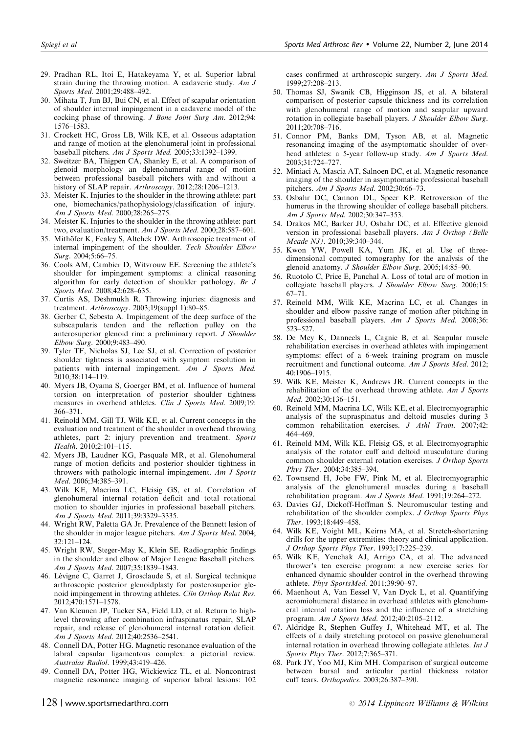29. Pradhan RL, Itoi E, Hatakeyama Y, et al. Superior labral strain during the throwing motion. A cadaveric study. *Am J Sports Med*. 2001;29:488–492.
30. Mihata T, Jun BJ, Bui CN, et al. Effect of scapular orientation of shoulder internal impingement in a cadaveric model of the cocking phase of throwing. *J Bone Joint Surg Am*. 2012;94: 1576–1583.
31. Crockett HC, Gross LB, Wilk KE, et al. Osseous adaptation and range of motion at the glenohumeral joint in professional baseball pitchers. *Am J Sports Med*. 2005;33:1392–1399.
32. Sweitzer BA, Thigpen CA, Shanley E, et al. A comparison of glenoid morphology an dglenohumeral range of motion between professional baseball pitchers with and without a history of SLAP repair. *Arthroscopy*. 2012;28:1206–1213.
33. Meister K. Injuries to the shoulder in the throwing athlete: part one, biomechanics/pathophysiology/classification of injury. *Am J Sports Med*. 2000;28:265–275.
34. Meister K. Injuries to the shoulder in the throwing athlete: part two, evaluation/treatment. *Am J Sports Med*. 2000;28:587–601.
35. Mithöfer K, Fealey S, Altchek DW. Arthroscopic treatment of internal impingement of the shoulder. *Tech Shoulder Elbow Surg*. 2004;5:66–75.
36. Cools AM, Cambier D, Witvrouw EE. Screening the athlete's shoulder for impingement symptoms: a clinical reasoning algorithm for early detection of shoulder pathology. *Br J Sports Med*. 2008;42:628–635.
37. Curtis AS, Deshmukh R. Throwing injuries: diagnosis and treatment. *Arthroscopy*. 2003;19(suppl 1):80–85.
38. Gerber C, Sebesta A. Impingement of the deep surface of the subscapularis tendon and the reflection pulley on the anterosuperior glenoid rim: a preliminary report. *J Shoulder Elbow Surg*. 2000;9:483–490.
39. Tyler TF, Nicholas SJ, Lee SJ, et al. Correction of posterior shoulder tightness is associated with symptom resolution in patients with internal impingement. *Am J Sports Med*. 2010;38:114–119.
40. Myers JB, Oyama S, Goerger BM, et al. Influence of humeral torsion on interpretation of posterior shoulder tightness measures in overhead athletes. *Clin J Sports Med*. 2009;19: 366–371.
41. Reinold MM, Gill TJ, Wilk KE, et al. Current concepts in the evaluation and treatment of the shoulder in overhead throwing athletes, part 2: injury prevention and treatment. *Sports Health*. 2010;2:101–115.
42. Myers JB, Laudner KG, Pasquale MR, et al. Glenohumeral range of motion deficits and posterior shoulder tightness in throwers with pathologic internal impingement. *Am J Sports Med*. 2006;34:385–391.
43. Wilk KE, Macrina LC, Fleisig GS, et al. Correlation of glenohumeral internal rotation deficit and total rotational motion to shoulder injuries in professional baseball pitchers. *Am J Sports Med*. 2011;39:3329–3335.
44. Wright RW, Paletta GA Jr. Prevalence of the Bennett lesion of the shoulder in major league pitchers. *Am J Sports Med*. 2004; 32:121–124.
45. Wright RW, Steger-May K, Klein SE. Radiographic findings in the shoulder and elbow of Major League Baseball pitchers. *Am J Sports Med*. 2007;35:1839–1843.
46. Lévigne C, Garret J, Grosclaude S, et al. Surgical technique arthroscopic posterior glenoidplasty for posterosuperior glenoid impingement in throwing athletes. *Clin Orthop Relat Res*. 2012;470:1571–1578.
47. Van Kleunen JP, Tucker SA, Field LD, et al. Return to high-level throwing after combination infraspinatus repair, SLAP repair, and release of glenohumeral internal rotation deficit. *Am J Sports Med*. 2012;40:2536–2541.
48. Connell DA, Potter HG. Magnetic resonance evaluation of the labral capsular ligamentous complex: a pictorial review. *Australas Radiol*. 1999;43:419–426.
49. Connell DA, Potter HG, Wickiewicz TL, et al. Noncontrast magnetic resonance imaging of superior labral lesions: 102 cases confirmed at arthroscopic surgery. *Am J Sports Med*. 1999;27:208–213.
50. Thomas SJ, Swanik CB, Higginson JS, et al. A bilateral comparison of posterior capsule thickness and its correlation with glenohumeral range of motion and scapular upward rotation in collegiate baseball players. *J Shoulder Elbow Surg*. 2011;20:708–716.
51. Connor PM, Banks DM, Tyson AB, et al. Magnetic resonancing imaging of the asymptomatic shoulder of overhead athletes: a 5-year follow-up study. *Am J Sports Med*. 2003;31:724–727.
52. Miniaci A, Mascia AT, Salnoen DC, et al. Magnetic resonance imaging of the shoulder in asymptomatic professional baseball pitchers. *Am J Sports Med*. 2002;30:66–73.
53. Osbahr DC, Cannon DL, Speer KP. Retroversion of the humerus in the throwing shoulder of college baseball pitchers. *Am J Sports Med*. 2002;30:347–353.
54. Drakos MC, Barker JU, Osbahr DC, et al. Effective glenoid version in professional baseball players. *Am J Orthop (Belle Meade NJ)*. 2010;39:340–344.
55. Kwon YW, Powell KA, Yum JK, et al. Use of three-dimensional computed tomography for the analysis of the glenoid anatomy. *J Shoulder Elbow Surg*. 2005;14:85–90.
56. Ruotolo C, Price E, Panchal A. Loss of total arc of motion in collegiate baseball players. *J Shoulder Elbow Surg*. 2006;15: 67–71.
57. Reinold MM, Wilk KE, Macrina LC, et al. Changes in shoulder and elbow passive range of motion after pitching in professional baseball players. *Am J Sports Med*. 2008;36: 523–527.
58. De Mey K, Danneels L, Cagnie B, et al. Scapular muscle rehabilitation exercises in overhead athletes with impingement symptoms: effect of a 6-week training program on muscle recruitment and functional outcome. *Am J Sports Med*. 2012; 40:1906–1915.
59. Wilk KE, Meister K, Andrews JR. Current concepts in the rehabilitation of the overhead throwing athlete. *Am J Sports Med*. 2002;30:136–151.
60. Reinold MM, Macrina LC, Wilk KE, et al. Electromyographic analysis of the supraspinatus and deltoid muscles during 3 common rehabilitation exercises. *J Athl Train*. 2007;42: 464–469.
61. Reinold MM, Wilk KE, Fleisig GS, et al. Electromyographic analysis of the rotator cuff and deltoid musculature during common shoulder external rotation exercises. *J Orthop Sports Phys Ther*. 2004;34:385–394.
62. Townsend H, Jobe FW, Pink M, et al. Electromyographic analysis of the glenohumeral muscles during a baseball rehabilitation program. *Am J Sports Med*. 1991;19:264–272.
63. Davies GJ, Dickoff-Hoffman S. Neuromuscular testing and rehabilitation of the shoulder complex. *J Orthop Sports Phys Ther*. 1993;18:449–458.
64. Wilk KE, Voight ML, Keirns MA, et al. Stretch-shortening drills for the upper extremities: theory and clinical application. *J Orthop Sports Phys Ther*. 1993;17:225–239.
65. Wilk KE, Yenchak AJ, Arrigo CA, et al. The advanced thrower's ten exercise program: a new exercise series for enhanced dynamic shoulder control in the overhead throwing athlete. *Phys SportsMed*. 2011;39:90–97.
66. Maenhout A, Van Eessel V, Van Dyck L, et al. Quantifying acromiohumeral distance in overhead athletes with glenohumeral internal rotation loss and the influence of a stretching program. *Am J Sports Med*. 2012;40:2105–2112.
67. Aldridge R, Stephen Guffey J, Whitehead MT, et al. The effects of a daily stretching protocol on passive glenohumeral internal rotation in overhead throwing collegiate athletes. *Int J Sports Phys Ther*. 2012;7:365–371.
68. Park JY, Yoo MJ, Kim MH. Comparison of surgical outcome between bursal and articular partial thickness rotator cuff tears. *Orthopedics*. 2003;26:387–390.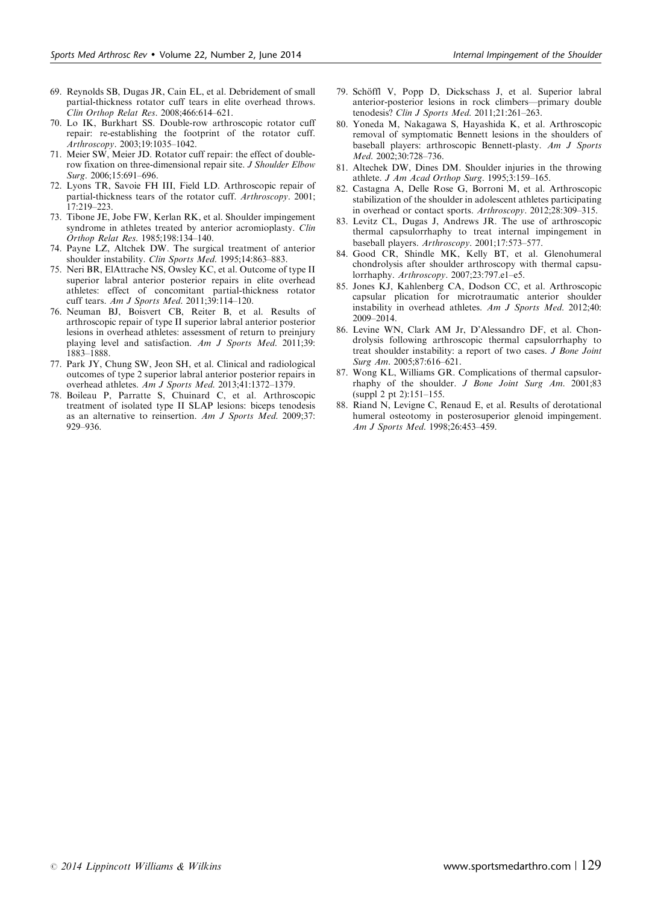69. Reynolds SB, Dugas JR, Cain EL, et al. Debridement of small partial-thickness rotator cuff tears in elite overhead throws. *Clin Orthop Relat Res*. 2008;466:614–621.
70. Lo IK, Burkhart SS. Double-row arthroscopic rotator cuff repair: re-establishing the footprint of the rotator cuff. *Arthroscopy*. 2003;19:1035–1042.
71. Meier SW, Meier JD. Rotator cuff repair: the effect of double-row fixation on three-dimensional repair site. *J Shoulder Elbow Surg*. 2006;15:691–696.
72. Lyons TR, Savoie FH III, Field LD. Arthroscopic repair of partial-thickness tears of the rotator cuff. *Arthroscopy*. 2001; 17:219–223.
73. Tibone JE, Jobe FW, Kerlan RK, et al. Shoulder impingement syndrome in athletes treated by anterior acromioplasty. *Clin Orthop Relat Res*. 1985;198:134–140.
74. Payne LZ, Altchek DW. The surgical treatment of anterior shoulder instability. *Clin Sports Med*. 1995;14:863–883.
75. Neri BR, ElAttrache NS, Owsley KC, et al. Outcome of type II superior labral anterior posterior repairs in elite overhead athletes: effect of concomitant partial-thickness rotator cuff tears. *Am J Sports Med*. 2011;39:114–120.
76. Neuman BJ, Boisvert CB, Reiter B, et al. Results of arthroscopic repair of type II superior labral anterior posterior lesions in overhead athletes: assessment of return to preinjury playing level and satisfaction. *Am J Sports Med*. 2011;39: 1883–1888.
77. Park JY, Chung SW, Jeon SH, et al. Clinical and radiological outcomes of type 2 superior labral anterior posterior repairs in overhead athletes. *Am J Sports Med*. 2013;41:1372–1379.
78. Boileau P, Parratte S, Chuinard C, et al. Arthroscopic treatment of isolated type II SLAP lesions: biceps tenodesis as an alternative to reinsertion. *Am J Sports Med*. 2009;37: 929–936.
79. Schöffl V, Popp D, Dickschass J, et al. Superior labral anterior-posterior lesions in rock climbers—primary double tenodesis? *Clin J Sports Med*. 2011;21:261–263.
80. Yoneda M, Nakagawa S, Hayashida K, et al. Arthroscopic removal of symptomatic Bennett lesions in the shoulders of baseball players: arthroscopic Bennett-plasty. *Am J Sports Med*. 2002;30:728–736.
81. Altechek DW, Dines DM. Shoulder injuries in the throwing athlete. *J Am Acad Orthop Surg*. 1995;3:159–165.
82. Castagna A, Delle Rose G, Borroni M, et al. Arthroscopic stabilization of the shoulder in adolescent athletes participating in overhead or contact sports. *Arthroscopy*. 2012;28:309–315.
83. Levitz CL, Dugas J, Andrews JR. The use of arthroscopic thermal capsulorrhaphy to treat internal impingement in baseball players. *Arthroscopy*. 2001;17:573–577.
84. Good CR, Shindle MK, Kelly BT, et al. Glenohumeral chondrolysis after shoulder arthroscopy with thermal capsulorrhaphy. *Arthroscopy*. 2007;23:797.e1–e5.
85. Jones KJ, Kahlenberg CA, Dodson CC, et al. Arthroscopic capsular plication for microtraumatic anterior shoulder instability in overhead athletes. *Am J Sports Med*. 2012;40: 2009–2014.
86. Levine WN, Clark AM Jr, D'Alessandro DF, et al. Chondrolysis following arthroscopic thermal capsulorrhaphy to treat shoulder instability: a report of two cases. *J Bone Joint Surg Am*. 2005;87:616–621.
87. Wong KL, Williams GR. Complications of thermal capsulorrhaphy of the shoulder. *J Bone Joint Surg Am*. 2001;83 (suppl 2 pt 2):151–155.
88. Riand N, Levigne C, Renaud E, et al. Results of derotational humeral osteotomy in posterosuperior glenoid impingement. *Am J Sports Med*. 1998;26:453–459.